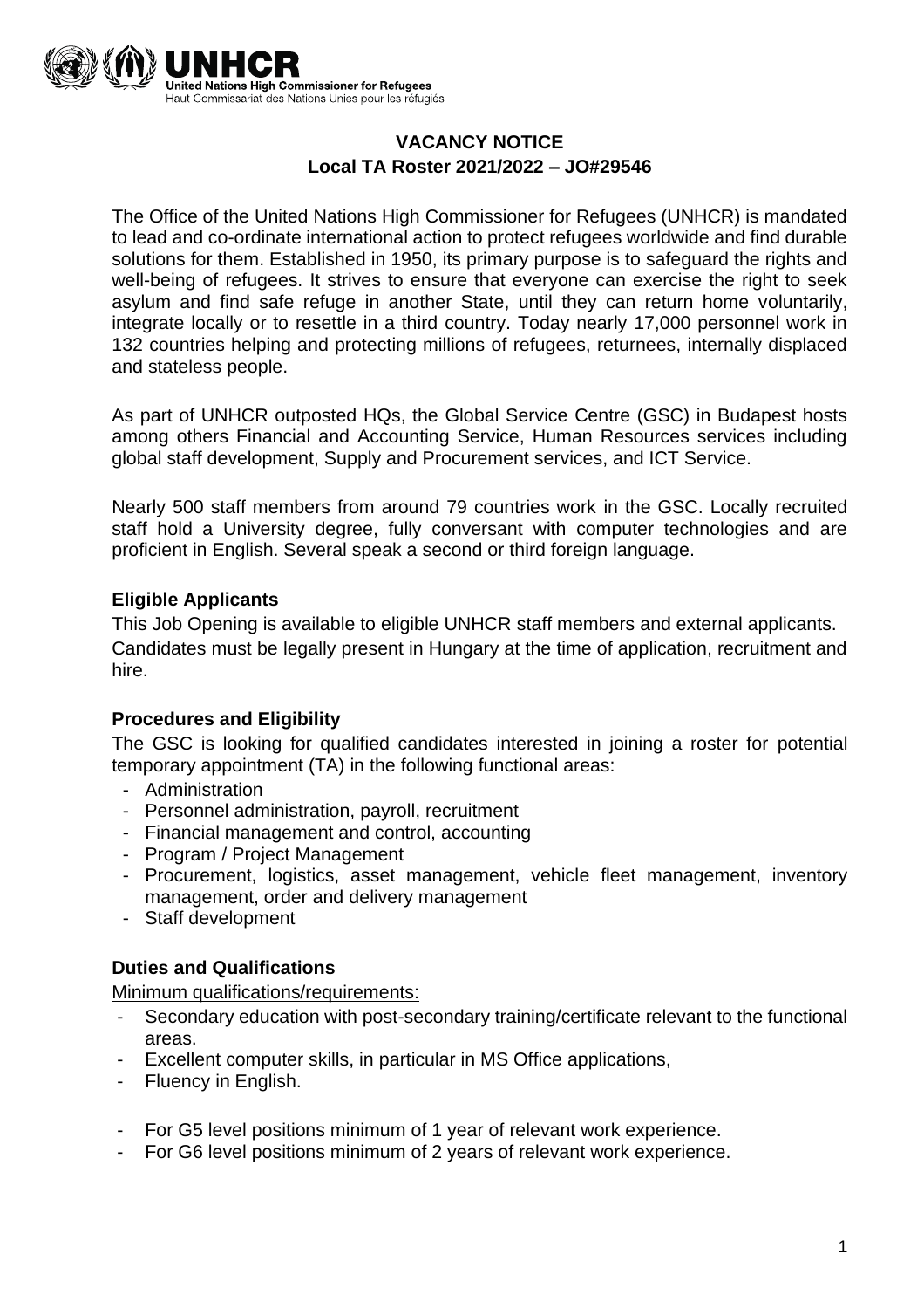**VACANCY NOTICE**
**Local TA Roster 2021/2022 – JO#29546**

The Office of the United Nations High Commissioner for Refugees (UNHCR) is mandated to lead and co-ordinate international action to protect refugees worldwide and find durable solutions for them. Established in 1950, its primary purpose is to safeguard the rights and well-being of refugees. It strives to ensure that everyone can exercise the right to seek asylum and find safe refuge in another State, until they can return home voluntarily, integrate locally or to resettle in a third country. Today nearly 17,000 personnel work in 132 countries helping and protecting millions of refugees, returnees, internally displaced and stateless people.

As part of UNHCR outposted HQs, the Global Service Centre (GSC) in Budapest hosts among others Financial and Accounting Service, Human Resources services including global staff development, Supply and Procurement services, and ICT Service.

Nearly 500 staff members from around 79 countries work in the GSC. Locally recruited staff hold a University degree, fully conversant with computer technologies and are proficient in English. Several speak a second or third foreign language.

### Eligible Applicants

This Job Opening is available to eligible UNHCR staff members and external applicants.
Candidates must be legally present in Hungary at the time of application, recruitment and hire.

### Procedures and Eligibility

The GSC is looking for qualified candidates interested in joining a roster for potential temporary appointment (TA) in the following functional areas:

- Administration
- Personnel administration, payroll, recruitment
- Financial management and control, accounting
- Program / Project Management
- Procurement, logistics, asset management, vehicle fleet management, inventory management, order and delivery management
- Staff development

### Duties and Qualifications

Minimum qualifications/requirements:

- Secondary education with post-secondary training/certificate relevant to the functional areas.
- Excellent computer skills, in particular in MS Office applications,
- Fluency in English.

- For G5 level positions minimum of 1 year of relevant work experience.
- For G6 level positions minimum of 2 years of relevant work experience.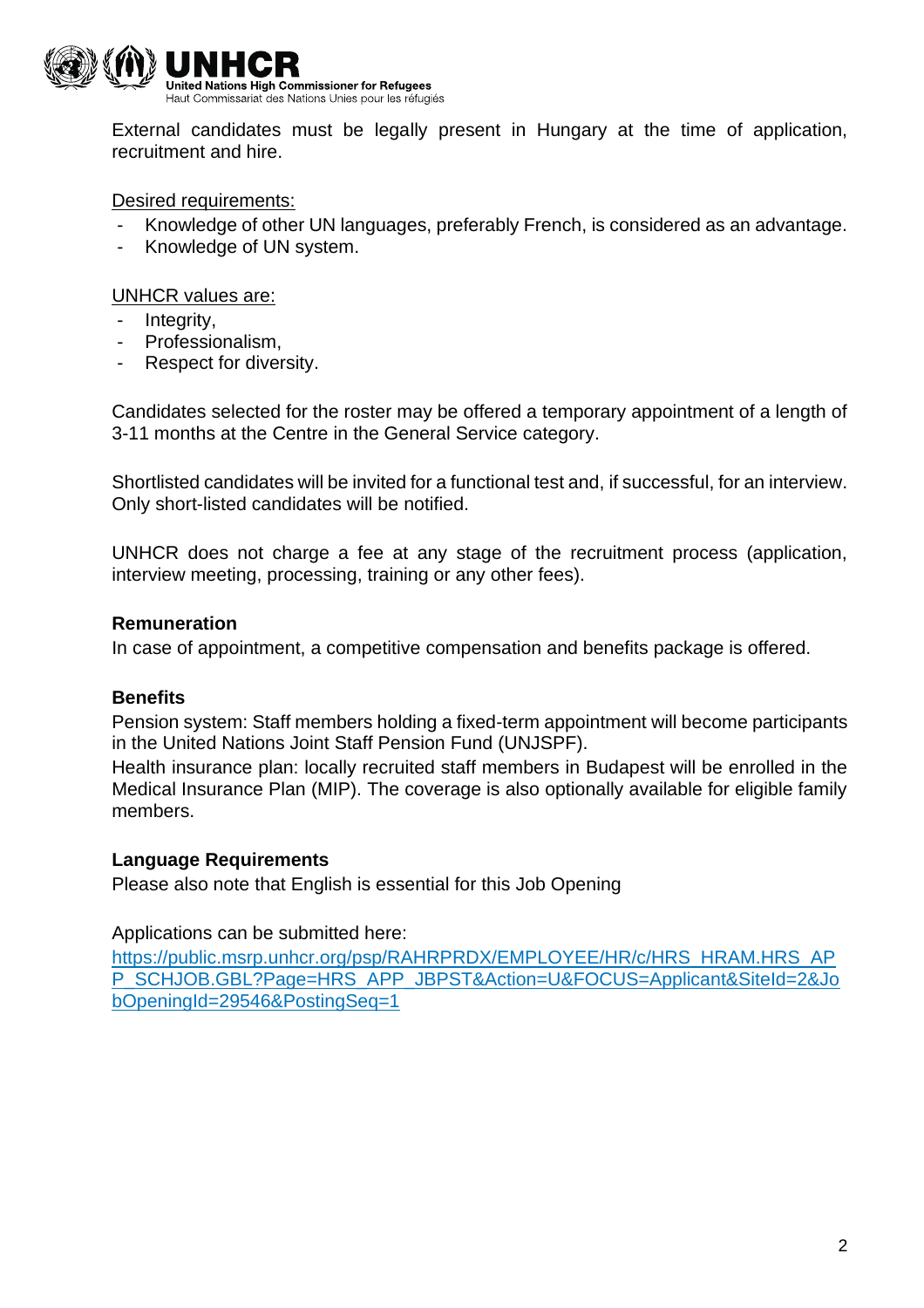External candidates must be legally present in Hungary at the time of application, recruitment and hire.

Desired requirements:

- Knowledge of other UN languages, preferably French, is considered as an advantage.
- Knowledge of UN system.

UNHCR values are:

- Integrity,
- Professionalism,
- Respect for diversity.

Candidates selected for the roster may be offered a temporary appointment of a length of 3-11 months at the Centre in the General Service category.

Shortlisted candidates will be invited for a functional test and, if successful, for an interview. Only short-listed candidates will be notified.

UNHCR does not charge a fee at any stage of the recruitment process (application, interview meeting, processing, training or any other fees).

**Remuneration**

In case of appointment, a competitive compensation and benefits package is offered.

**Benefits**

Pension system: Staff members holding a fixed-term appointment will become participants in the United Nations Joint Staff Pension Fund (UNJSPF).

Health insurance plan: locally recruited staff members in Budapest will be enrolled in the Medical Insurance Plan (MIP). The coverage is also optionally available for eligible family members.

**Language Requirements**

Please also note that English is essential for this Job Opening

Applications can be submitted here:

[https://public.msrp.unhcr.org/psp/RAHRPRDX/EMPLOYEE/HR/c/HRS_HRAM.HRS_APP_SCHJOB.GBL?Page=HRS_APP_JBPST&Action=U&FOCUS=Applicant&SiteId=2&JobOpeningId=29546&PostingSeq=1](https://public.msrp.unhcr.org/psp/RAHRPRDX/EMPLOYEE/HR/c/HRS_HRAM.HRS_APP_SCHJOB.GBL?Page=HRS_APP_JBPST&Action=U&FOCUS=Applicant&SiteId=2&JobOpeningId=29546&PostingSeq=1)